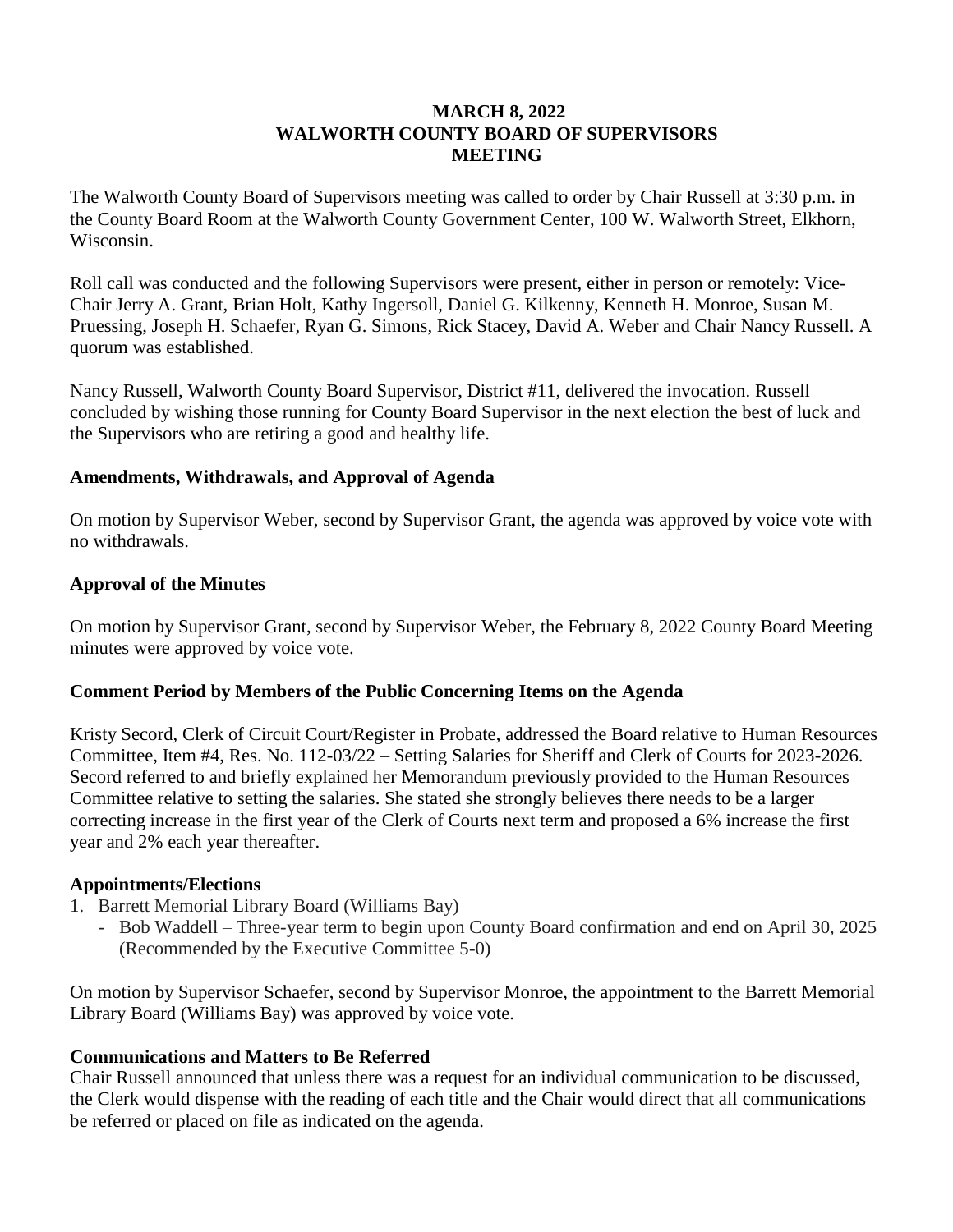# MARCH 8, 2022
# WALWORTH COUNTY BOARD OF SUPERVISORS
# MEETING

The Walworth County Board of Supervisors meeting was called to order by Chair Russell at 3:30 p.m. in the County Board Room at the Walworth County Government Center, 100 W. Walworth Street, Elkhorn, Wisconsin.

Roll call was conducted and the following Supervisors were present, either in person or remotely: Vice-Chair Jerry A. Grant, Brian Holt, Kathy Ingersoll, Daniel G. Kilkenny, Kenneth H. Monroe, Susan M. Pruessing, Joseph H. Schaefer, Ryan G. Simons, Rick Stacey, David A. Weber and Chair Nancy Russell. A quorum was established.

Nancy Russell, Walworth County Board Supervisor, District #11, delivered the invocation. Russell concluded by wishing those running for County Board Supervisor in the next election the best of luck and the Supervisors who are retiring a good and healthy life.

## Amendments, Withdrawals, and Approval of Agenda

On motion by Supervisor Weber, second by Supervisor Grant, the agenda was approved by voice vote with no withdrawals.

## Approval of the Minutes

On motion by Supervisor Grant, second by Supervisor Weber, the February 8, 2022 County Board Meeting minutes were approved by voice vote.

## Comment Period by Members of the Public Concerning Items on the Agenda

Kristy Secord, Clerk of Circuit Court/Register in Probate, addressed the Board relative to Human Resources Committee, Item #4, Res. No. 112-03/22 – Setting Salaries for Sheriff and Clerk of Courts for 2023-2026. Secord referred to and briefly explained her Memorandum previously provided to the Human Resources Committee relative to setting the salaries. She stated she strongly believes there needs to be a larger correcting increase in the first year of the Clerk of Courts next term and proposed a 6% increase the first year and 2% each year thereafter.

## Appointments/Elections

1. Barrett Memorial Library Board (Williams Bay)
   - Bob Waddell – Three-year term to begin upon County Board confirmation and end on April 30, 2025 (Recommended by the Executive Committee 5-0)

On motion by Supervisor Schaefer, second by Supervisor Monroe, the appointment to the Barrett Memorial Library Board (Williams Bay) was approved by voice vote.

## Communications and Matters to Be Referred

Chair Russell announced that unless there was a request for an individual communication to be discussed, the Clerk would dispense with the reading of each title and the Chair would direct that all communications be referred or placed on file as indicated on the agenda.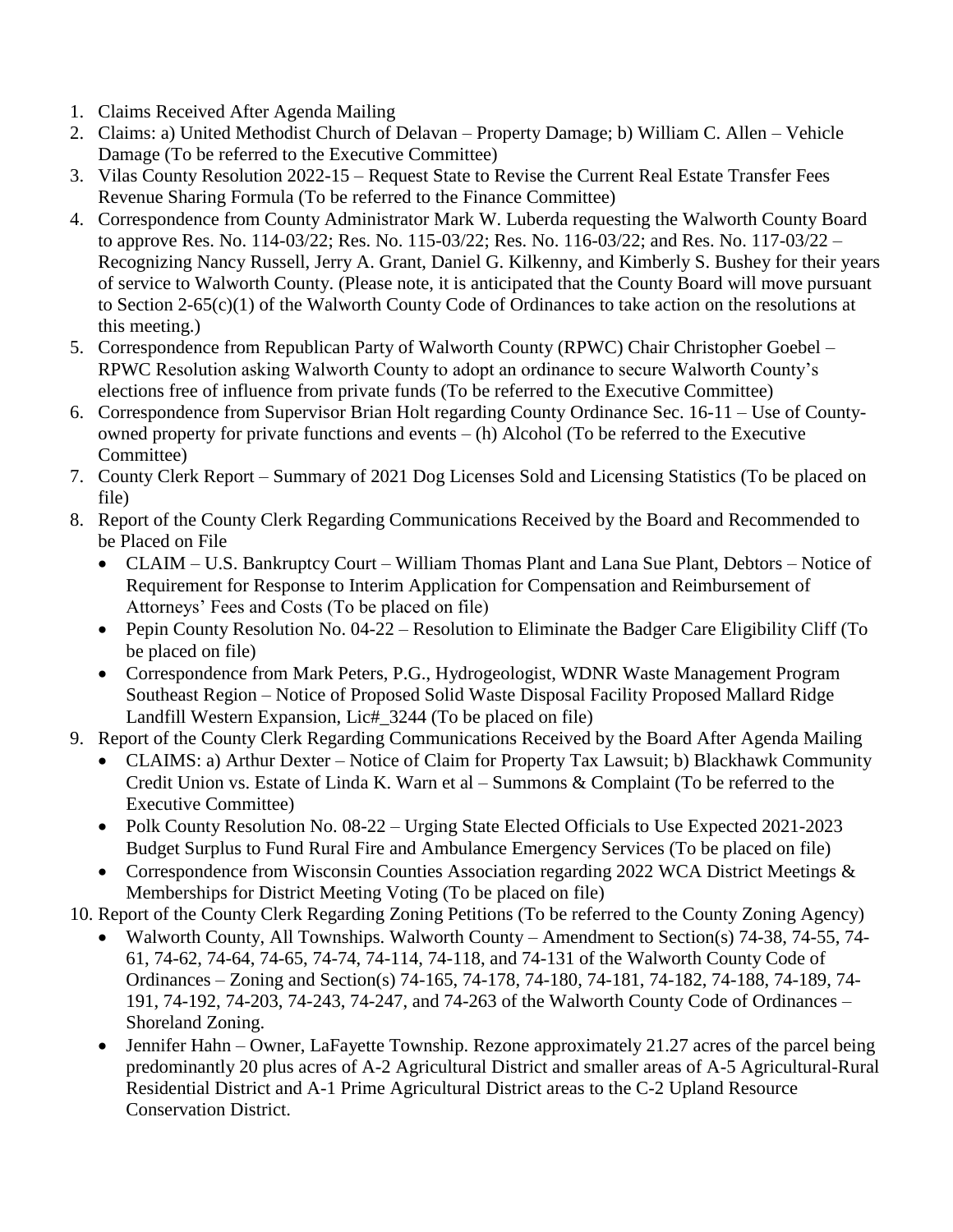1. Claims Received After Agenda Mailing
2. Claims: a) United Methodist Church of Delavan – Property Damage; b) William C. Allen – Vehicle Damage (To be referred to the Executive Committee)
3. Vilas County Resolution 2022-15 – Request State to Revise the Current Real Estate Transfer Fees Revenue Sharing Formula (To be referred to the Finance Committee)
4. Correspondence from County Administrator Mark W. Luberda requesting the Walworth County Board to approve Res. No. 114-03/22; Res. No. 115-03/22; Res. No. 116-03/22; and Res. No. 117-03/22 – Recognizing Nancy Russell, Jerry A. Grant, Daniel G. Kilkenny, and Kimberly S. Bushey for their years of service to Walworth County. (Please note, it is anticipated that the County Board will move pursuant to Section 2-65(c)(1) of the Walworth County Code of Ordinances to take action on the resolutions at this meeting.)
5. Correspondence from Republican Party of Walworth County (RPWC) Chair Christopher Goebel – RPWC Resolution asking Walworth County to adopt an ordinance to secure Walworth County's elections free of influence from private funds (To be referred to the Executive Committee)
6. Correspondence from Supervisor Brian Holt regarding County Ordinance Sec. 16-11 – Use of County-owned property for private functions and events – (h) Alcohol (To be referred to the Executive Committee)
7. County Clerk Report – Summary of 2021 Dog Licenses Sold and Licensing Statistics (To be placed on file)
8. Report of the County Clerk Regarding Communications Received by the Board and Recommended to be Placed on File
   - CLAIM – U.S. Bankruptcy Court – William Thomas Plant and Lana Sue Plant, Debtors – Notice of Requirement for Response to Interim Application for Compensation and Reimbursement of Attorneys' Fees and Costs (To be placed on file)
   - Pepin County Resolution No. 04-22 – Resolution to Eliminate the Badger Care Eligibility Cliff (To be placed on file)
   - Correspondence from Mark Peters, P.G., Hydrogeologist, WDNR Waste Management Program Southeast Region – Notice of Proposed Solid Waste Disposal Facility Proposed Mallard Ridge Landfill Western Expansion, Lic#_3244 (To be placed on file)
9. Report of the County Clerk Regarding Communications Received by the Board After Agenda Mailing
   - CLAIMS: a) Arthur Dexter – Notice of Claim for Property Tax Lawsuit; b) Blackhawk Community Credit Union vs. Estate of Linda K. Warn et al – Summons & Complaint (To be referred to the Executive Committee)
   - Polk County Resolution No. 08-22 – Urging State Elected Officials to Use Expected 2021-2023 Budget Surplus to Fund Rural Fire and Ambulance Emergency Services (To be placed on file)
   - Correspondence from Wisconsin Counties Association regarding 2022 WCA District Meetings & Memberships for District Meeting Voting (To be placed on file)
10. Report of the County Clerk Regarding Zoning Petitions (To be referred to the County Zoning Agency)
    - Walworth County, All Townships. Walworth County – Amendment to Section(s) 74-38, 74-55, 74-61, 74-62, 74-64, 74-65, 74-74, 74-114, 74-118, and 74-131 of the Walworth County Code of Ordinances – Zoning and Section(s) 74-165, 74-178, 74-180, 74-181, 74-182, 74-188, 74-189, 74-191, 74-192, 74-203, 74-243, 74-247, and 74-263 of the Walworth County Code of Ordinances – Shoreland Zoning.
    - Jennifer Hahn – Owner, LaFayette Township. Rezone approximately 21.27 acres of the parcel being predominantly 20 plus acres of A-2 Agricultural District and smaller areas of A-5 Agricultural-Rural Residential District and A-1 Prime Agricultural District areas to the C-2 Upland Resource Conservation District.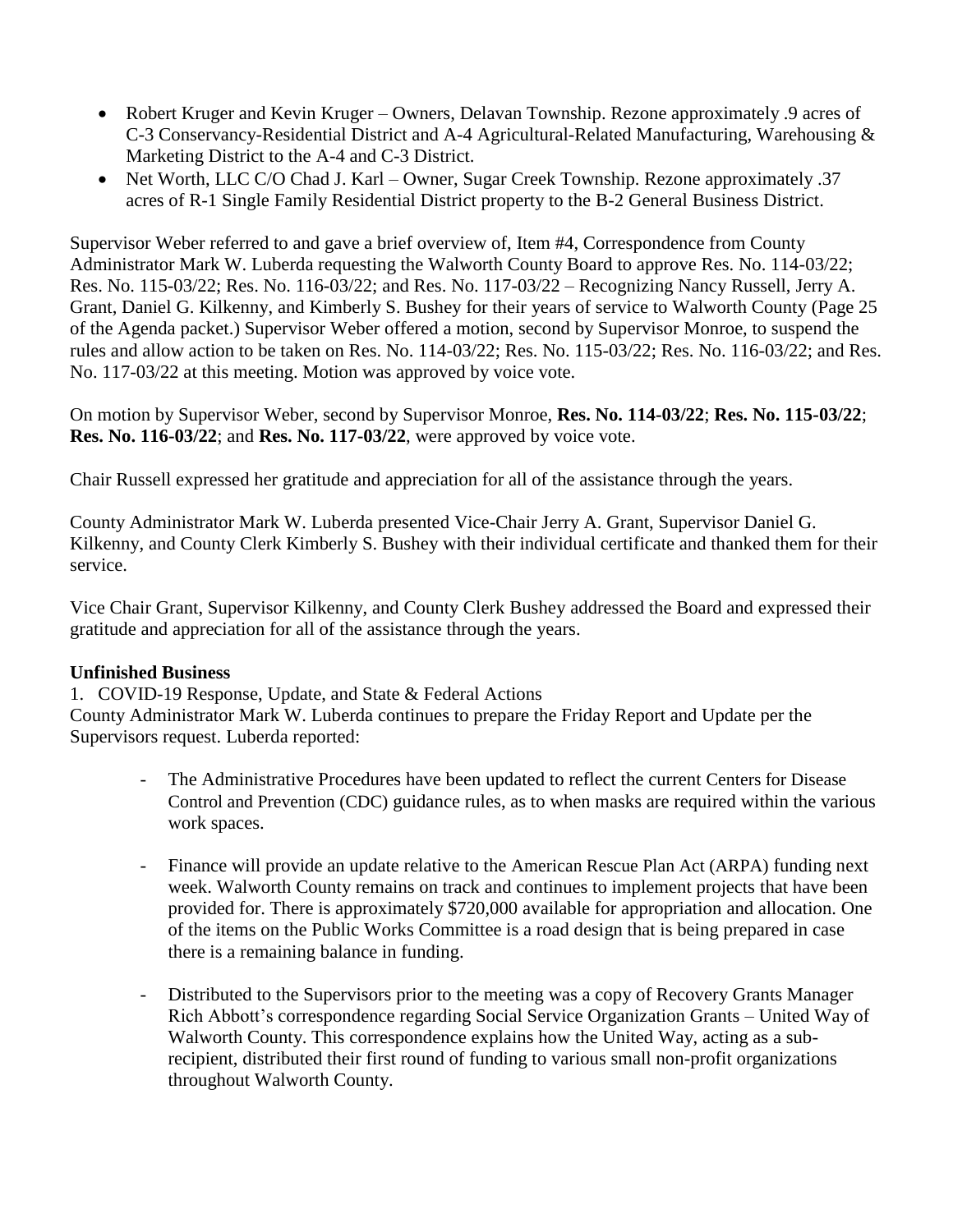- Robert Kruger and Kevin Kruger – Owners, Delavan Township. Rezone approximately .9 acres of C-3 Conservancy-Residential District and A-4 Agricultural-Related Manufacturing, Warehousing & Marketing District to the A-4 and C-3 District.
- Net Worth, LLC C/O Chad J. Karl – Owner, Sugar Creek Township. Rezone approximately .37 acres of R-1 Single Family Residential District property to the B-2 General Business District.

Supervisor Weber referred to and gave a brief overview of, Item #4, Correspondence from County Administrator Mark W. Luberda requesting the Walworth County Board to approve Res. No. 114-03/22; Res. No. 115-03/22; Res. No. 116-03/22; and Res. No. 117-03/22 – Recognizing Nancy Russell, Jerry A. Grant, Daniel G. Kilkenny, and Kimberly S. Bushey for their years of service to Walworth County (Page 25 of the Agenda packet.) Supervisor Weber offered a motion, second by Supervisor Monroe, to suspend the rules and allow action to be taken on Res. No. 114-03/22; Res. No. 115-03/22; Res. No. 116-03/22; and Res. No. 117-03/22 at this meeting. Motion was approved by voice vote.

On motion by Supervisor Weber, second by Supervisor Monroe, **Res. No. 114-03/22**; **Res. No. 115-03/22**; **Res. No. 116-03/22**; and **Res. No. 117-03/22**, were approved by voice vote.

Chair Russell expressed her gratitude and appreciation for all of the assistance through the years.

County Administrator Mark W. Luberda presented Vice-Chair Jerry A. Grant, Supervisor Daniel G. Kilkenny, and County Clerk Kimberly S. Bushey with their individual certificate and thanked them for their service.

Vice Chair Grant, Supervisor Kilkenny, and County Clerk Bushey addressed the Board and expressed their gratitude and appreciation for all of the assistance through the years.

**Unfinished Business**

1. COVID-19 Response, Update, and State & Federal Actions

County Administrator Mark W. Luberda continues to prepare the Friday Report and Update per the Supervisors request. Luberda reported:

- The Administrative Procedures have been updated to reflect the current Centers for Disease Control and Prevention (CDC) guidance rules, as to when masks are required within the various work spaces.

- Finance will provide an update relative to the American Rescue Plan Act (ARPA) funding next week. Walworth County remains on track and continues to implement projects that have been provided for. There is approximately $720,000 available for appropriation and allocation. One of the items on the Public Works Committee is a road design that is being prepared in case there is a remaining balance in funding.

- Distributed to the Supervisors prior to the meeting was a copy of Recovery Grants Manager Rich Abbott's correspondence regarding Social Service Organization Grants – United Way of Walworth County. This correspondence explains how the United Way, acting as a sub-recipient, distributed their first round of funding to various small non-profit organizations throughout Walworth County.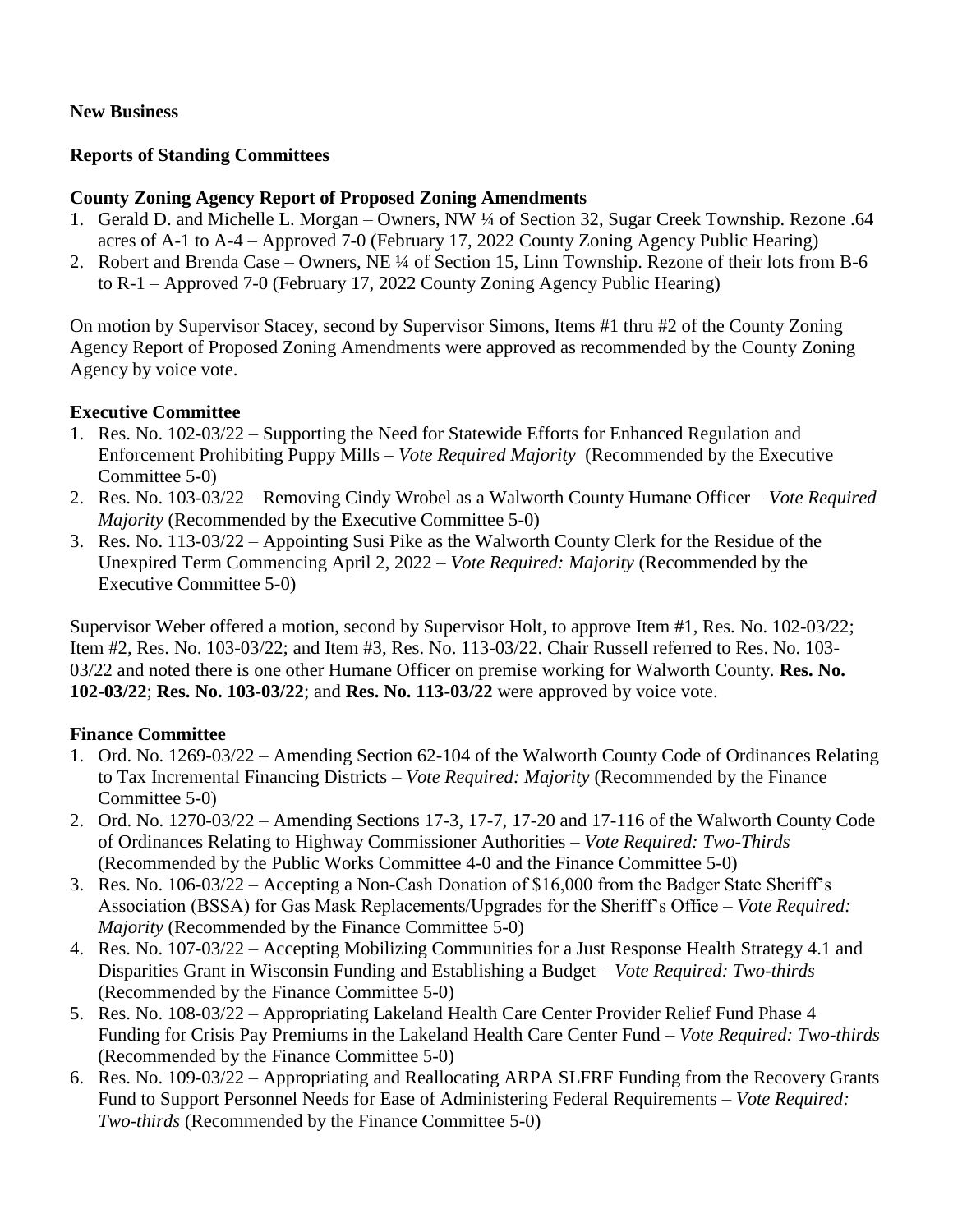**New Business**

**Reports of Standing Committees**

**County Zoning Agency Report of Proposed Zoning Amendments**

1. Gerald D. and Michelle L. Morgan – Owners, NW ¼ of Section 32, Sugar Creek Township. Rezone .64 acres of A-1 to A-4 – Approved 7-0 (February 17, 2022 County Zoning Agency Public Hearing)
2. Robert and Brenda Case – Owners, NE ¼ of Section 15, Linn Township. Rezone of their lots from B-6 to R-1 – Approved 7-0 (February 17, 2022 County Zoning Agency Public Hearing)

On motion by Supervisor Stacey, second by Supervisor Simons, Items #1 thru #2 of the County Zoning Agency Report of Proposed Zoning Amendments were approved as recommended by the County Zoning Agency by voice vote.

**Executive Committee**

1. Res. No. 102-03/22 – Supporting the Need for Statewide Efforts for Enhanced Regulation and Enforcement Prohibiting Puppy Mills – *Vote Required Majority* (Recommended by the Executive Committee 5-0)
2. Res. No. 103-03/22 – Removing Cindy Wrobel as a Walworth County Humane Officer – *Vote Required Majority* (Recommended by the Executive Committee 5-0)
3. Res. No. 113-03/22 – Appointing Susi Pike as the Walworth County Clerk for the Residue of the Unexpired Term Commencing April 2, 2022 – *Vote Required: Majority* (Recommended by the Executive Committee 5-0)

Supervisor Weber offered a motion, second by Supervisor Holt, to approve Item #1, Res. No. 102-03/22; Item #2, Res. No. 103-03/22; and Item #3, Res. No. 113-03/22. Chair Russell referred to Res. No. 103-03/22 and noted there is one other Humane Officer on premise working for Walworth County. **Res. No. 102-03/22**; **Res. No. 103-03/22**; and **Res. No. 113-03/22** were approved by voice vote.

**Finance Committee**

1. Ord. No. 1269-03/22 – Amending Section 62-104 of the Walworth County Code of Ordinances Relating to Tax Incremental Financing Districts – *Vote Required: Majority* (Recommended by the Finance Committee 5-0)
2. Ord. No. 1270-03/22 – Amending Sections 17-3, 17-7, 17-20 and 17-116 of the Walworth County Code of Ordinances Relating to Highway Commissioner Authorities – *Vote Required: Two-Thirds* (Recommended by the Public Works Committee 4-0 and the Finance Committee 5-0)
3. Res. No. 106-03/22 – Accepting a Non-Cash Donation of $16,000 from the Badger State Sheriff's Association (BSSA) for Gas Mask Replacements/Upgrades for the Sheriff's Office – *Vote Required: Majority* (Recommended by the Finance Committee 5-0)
4. Res. No. 107-03/22 – Accepting Mobilizing Communities for a Just Response Health Strategy 4.1 and Disparities Grant in Wisconsin Funding and Establishing a Budget – *Vote Required: Two-thirds* (Recommended by the Finance Committee 5-0)
5. Res. No. 108-03/22 – Appropriating Lakeland Health Care Center Provider Relief Fund Phase 4 Funding for Crisis Pay Premiums in the Lakeland Health Care Center Fund – *Vote Required: Two-thirds* (Recommended by the Finance Committee 5-0)
6. Res. No. 109-03/22 – Appropriating and Reallocating ARPA SLFRF Funding from the Recovery Grants Fund to Support Personnel Needs for Ease of Administering Federal Requirements – *Vote Required: Two-thirds* (Recommended by the Finance Committee 5-0)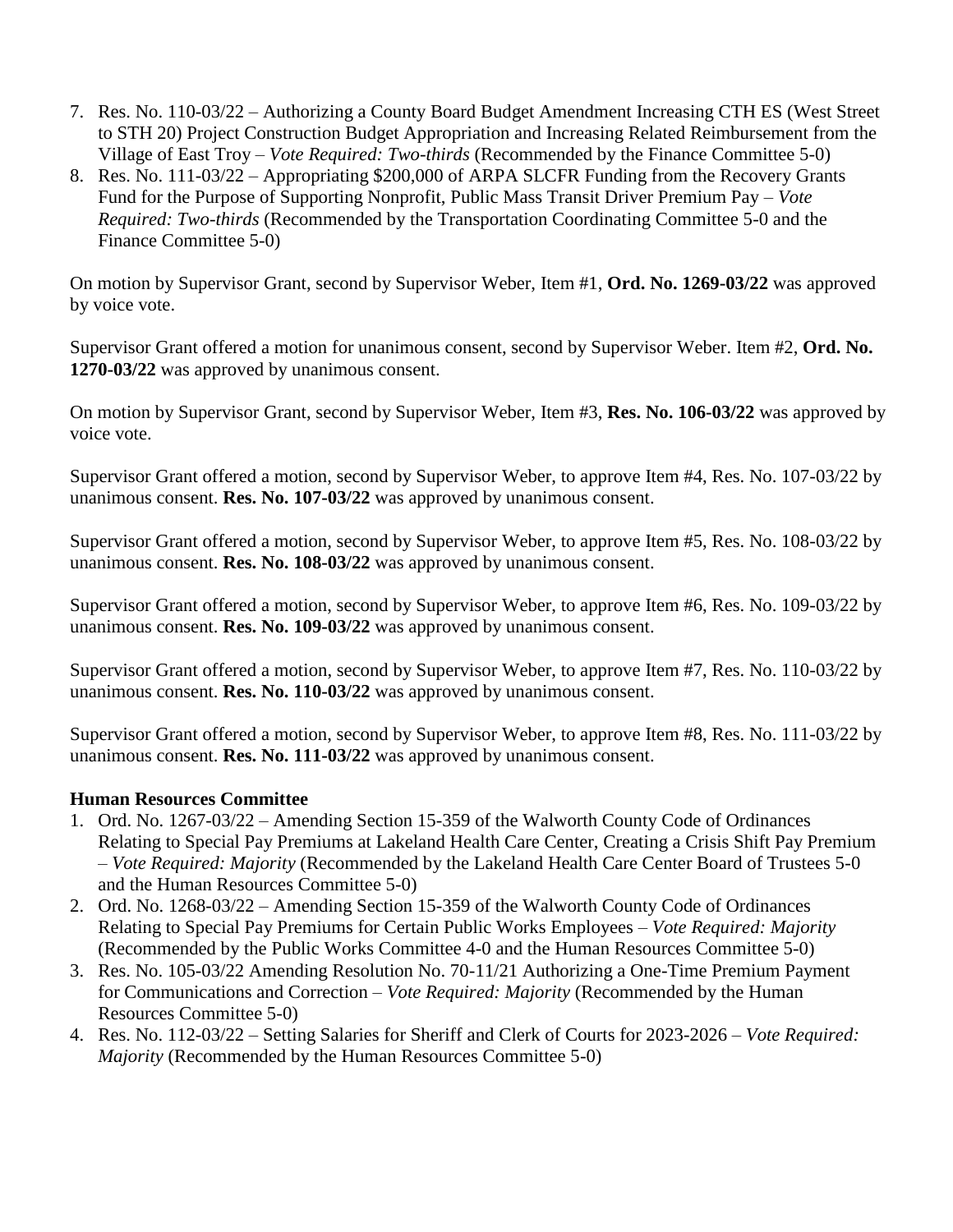7. Res. No. 110-03/22 – Authorizing a County Board Budget Amendment Increasing CTH ES (West Street to STH 20) Project Construction Budget Appropriation and Increasing Related Reimbursement from the Village of East Troy – *Vote Required: Two-thirds* (Recommended by the Finance Committee 5-0)
8. Res. No. 111-03/22 – Appropriating $200,000 of ARPA SLCFR Funding from the Recovery Grants Fund for the Purpose of Supporting Nonprofit, Public Mass Transit Driver Premium Pay – *Vote Required: Two-thirds* (Recommended by the Transportation Coordinating Committee 5-0 and the Finance Committee 5-0)

On motion by Supervisor Grant, second by Supervisor Weber, Item #1, **Ord. No. 1269-03/22** was approved by voice vote.

Supervisor Grant offered a motion for unanimous consent, second by Supervisor Weber. Item #2, **Ord. No. 1270-03/22** was approved by unanimous consent.

On motion by Supervisor Grant, second by Supervisor Weber, Item #3, **Res. No. 106-03/22** was approved by voice vote.

Supervisor Grant offered a motion, second by Supervisor Weber, to approve Item #4, Res. No. 107-03/22 by unanimous consent. **Res. No. 107-03/22** was approved by unanimous consent.

Supervisor Grant offered a motion, second by Supervisor Weber, to approve Item #5, Res. No. 108-03/22 by unanimous consent. **Res. No. 108-03/22** was approved by unanimous consent.

Supervisor Grant offered a motion, second by Supervisor Weber, to approve Item #6, Res. No. 109-03/22 by unanimous consent. **Res. No. 109-03/22** was approved by unanimous consent.

Supervisor Grant offered a motion, second by Supervisor Weber, to approve Item #7, Res. No. 110-03/22 by unanimous consent. **Res. No. 110-03/22** was approved by unanimous consent.

Supervisor Grant offered a motion, second by Supervisor Weber, to approve Item #8, Res. No. 111-03/22 by unanimous consent. **Res. No. 111-03/22** was approved by unanimous consent.

**Human Resources Committee**

1. Ord. No. 1267-03/22 – Amending Section 15-359 of the Walworth County Code of Ordinances Relating to Special Pay Premiums at Lakeland Health Care Center, Creating a Crisis Shift Pay Premium – *Vote Required: Majority* (Recommended by the Lakeland Health Care Center Board of Trustees 5-0 and the Human Resources Committee 5-0)
2. Ord. No. 1268-03/22 – Amending Section 15-359 of the Walworth County Code of Ordinances Relating to Special Pay Premiums for Certain Public Works Employees – *Vote Required: Majority* (Recommended by the Public Works Committee 4-0 and the Human Resources Committee 5-0)
3. Res. No. 105-03/22 Amending Resolution No. 70-11/21 Authorizing a One-Time Premium Payment for Communications and Correction – *Vote Required: Majority* (Recommended by the Human Resources Committee 5-0)
4. Res. No. 112-03/22 – Setting Salaries for Sheriff and Clerk of Courts for 2023-2026 – *Vote Required: Majority* (Recommended by the Human Resources Committee 5-0)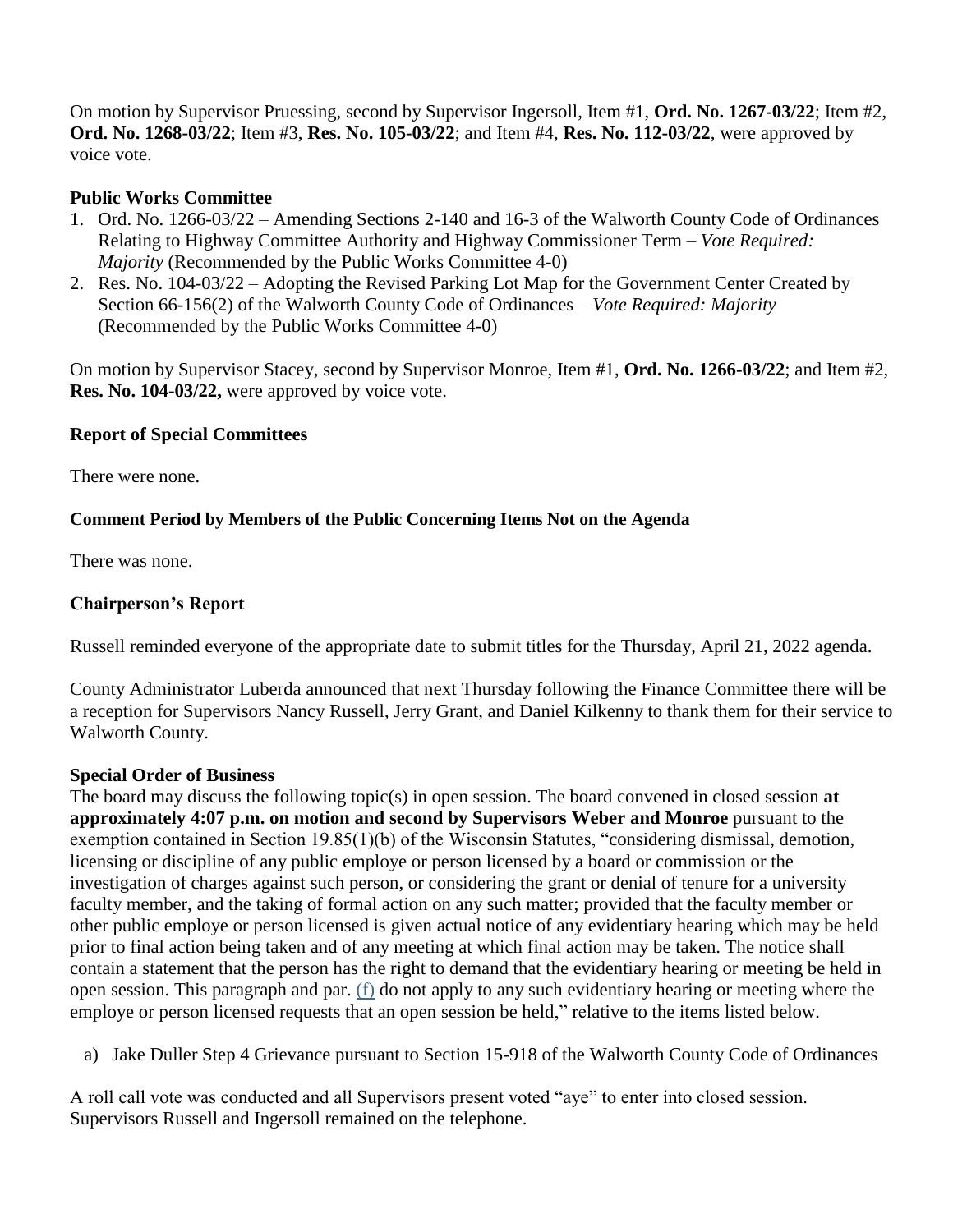On motion by Supervisor Pruessing, second by Supervisor Ingersoll, Item #1, **Ord. No. 1267-03/22**; Item #2, **Ord. No. 1268-03/22**; Item #3, **Res. No. 105-03/22**; and Item #4, **Res. No. 112-03/22**, were approved by voice vote.

**Public Works Committee**

1. Ord. No. 1266-03/22 – Amending Sections 2-140 and 16-3 of the Walworth County Code of Ordinances Relating to Highway Committee Authority and Highway Commissioner Term – *Vote Required: Majority* (Recommended by the Public Works Committee 4-0)
2. Res. No. 104-03/22 – Adopting the Revised Parking Lot Map for the Government Center Created by Section 66-156(2) of the Walworth County Code of Ordinances – *Vote Required: Majority* (Recommended by the Public Works Committee 4-0)

On motion by Supervisor Stacey, second by Supervisor Monroe, Item #1, **Ord. No. 1266-03/22**; and Item #2, **Res. No. 104-03/22,** were approved by voice vote.

**Report of Special Committees**

There were none.

**Comment Period by Members of the Public Concerning Items Not on the Agenda**

There was none.

**Chairperson's Report**

Russell reminded everyone of the appropriate date to submit titles for the Thursday, April 21, 2022 agenda.

County Administrator Luberda announced that next Thursday following the Finance Committee there will be a reception for Supervisors Nancy Russell, Jerry Grant, and Daniel Kilkenny to thank them for their service to Walworth County.

**Special Order of Business**

The board may discuss the following topic(s) in open session. The board convened in closed session **at approximately 4:07 p.m. on motion and second by Supervisors Weber and Monroe** pursuant to the exemption contained in Section 19.85(1)(b) of the Wisconsin Statutes, "considering dismissal, demotion, licensing or discipline of any public employe or person licensed by a board or commission or the investigation of charges against such person, or considering the grant or denial of tenure for a university faculty member, and the taking of formal action on any such matter; provided that the faculty member or other public employe or person licensed is given actual notice of any evidentiary hearing which may be held prior to final action being taken and of any meeting at which final action may be taken. The notice shall contain a statement that the person has the right to demand that the evidentiary hearing or meeting be held in open session. This paragraph and par. (f) do not apply to any such evidentiary hearing or meeting where the employe or person licensed requests that an open session be held," relative to the items listed below.

a) Jake Duller Step 4 Grievance pursuant to Section 15-918 of the Walworth County Code of Ordinances

A roll call vote was conducted and all Supervisors present voted "aye" to enter into closed session. Supervisors Russell and Ingersoll remained on the telephone.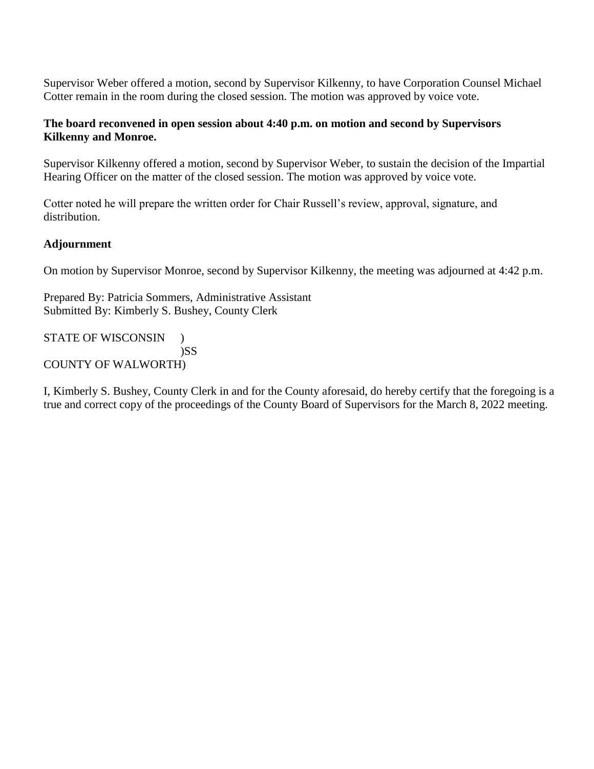Supervisor Weber offered a motion, second by Supervisor Kilkenny, to have Corporation Counsel Michael Cotter remain in the room during the closed session. The motion was approved by voice vote.

**The board reconvened in open session about 4:40 p.m. on motion and second by Supervisors Kilkenny and Monroe.**

Supervisor Kilkenny offered a motion, second by Supervisor Weber, to sustain the decision of the Impartial Hearing Officer on the matter of the closed session. The motion was approved by voice vote.

Cotter noted he will prepare the written order for Chair Russell's review, approval, signature, and distribution.

**Adjournment**

On motion by Supervisor Monroe, second by Supervisor Kilkenny, the meeting was adjourned at 4:42 p.m.

Prepared By: Patricia Sommers, Administrative Assistant
Submitted By: Kimberly S. Bushey, County Clerk

STATE OF WISCONSIN )
)SS
COUNTY OF WALWORTH)

I, Kimberly S. Bushey, County Clerk in and for the County aforesaid, do hereby certify that the foregoing is a true and correct copy of the proceedings of the County Board of Supervisors for the March 8, 2022 meeting.